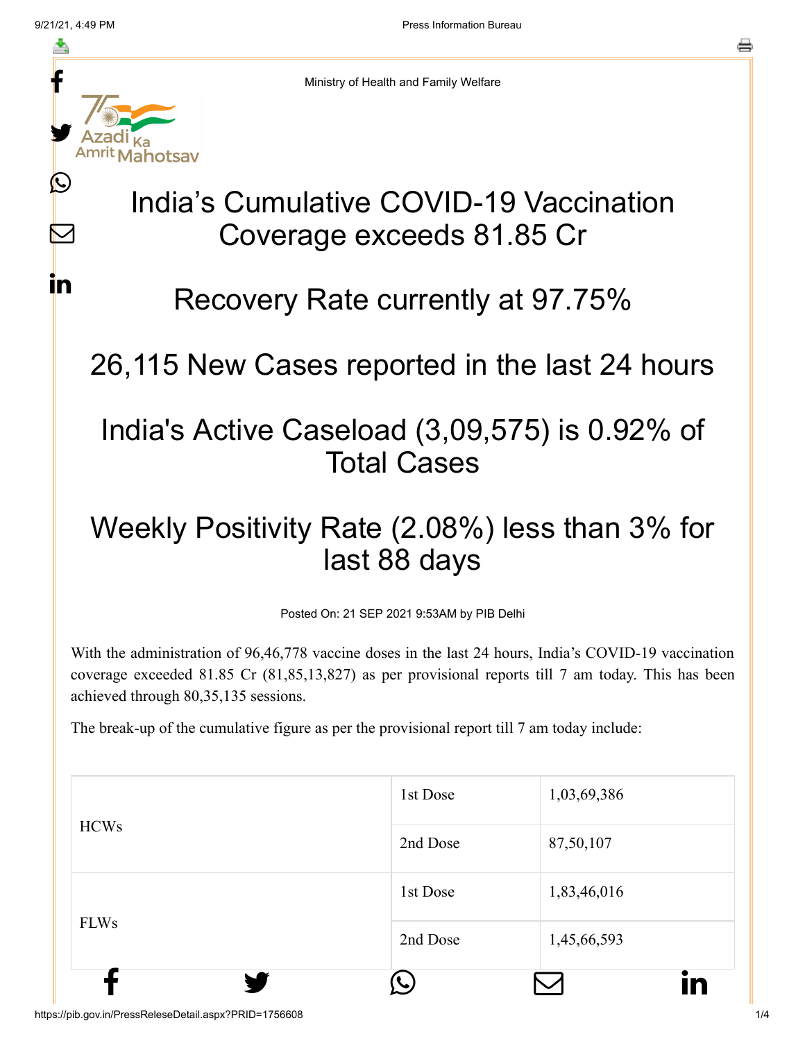Ministry of Health and Family Welfare

# India's Cumulative COVID-19 Vaccination Coverage exceeds 81.85 Cr

# Recovery Rate currently at 97.75%

# 26,115 New Cases reported in the last 24 hours

# India's Active Caseload (3,09,575) is 0.92% of Total Cases

# Weekly Positivity Rate (2.08%) less than 3% for last 88 days

Posted On: 21 SEP 2021 9:53AM by PIB Delhi

With the administration of 96,46,778 vaccine doses in the last 24 hours, India's COVID-19 vaccination coverage exceeded 81.85 Cr (81,85,13,827) as per provisional reports till 7 am today. This has been achieved through 80,35,135 sessions.

The break-up of the cumulative figure as per the provisional report till 7 am today include:

| | | |
|---|---|---|
| HCWs | 1st Dose | 1,03,69,386 |
| | 2nd Dose | 87,50,107 |
| FLWs | 1st Dose | 1,83,46,016 |
| | 2nd Dose | 1,45,66,593 |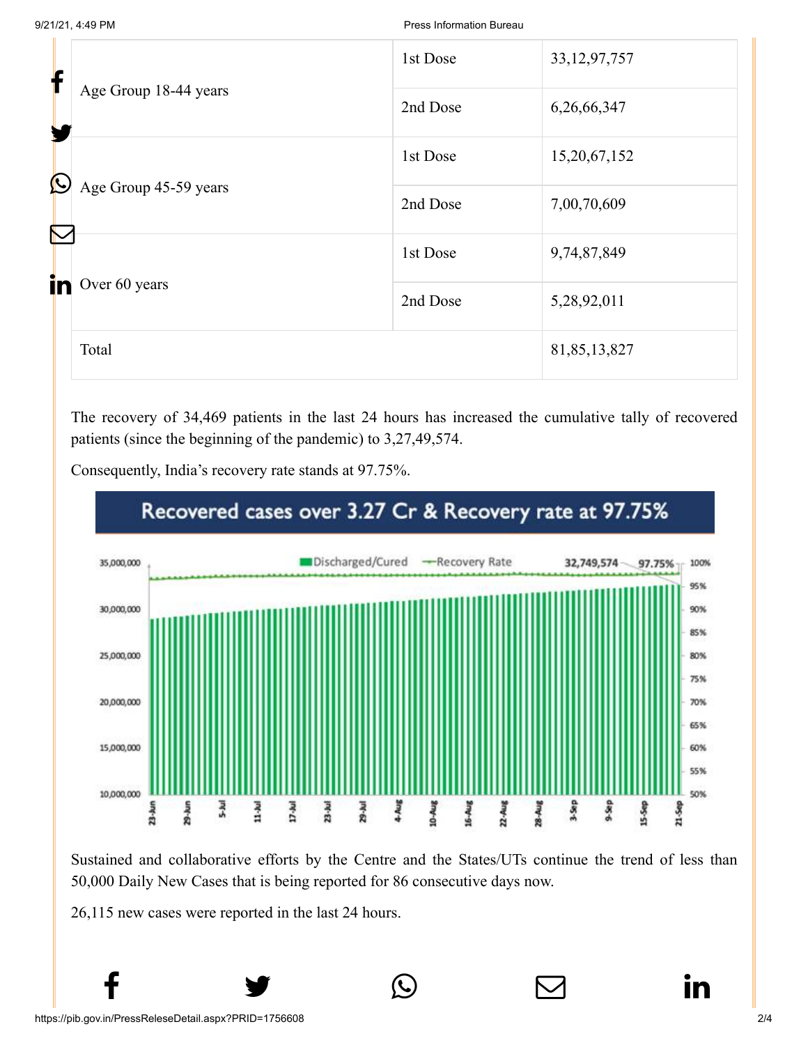| | | |
|---|---|---|
| Age Group 18-44 years | 1st Dose | 33,12,97,757 |
| | 2nd Dose | 6,26,66,347 |
| Age Group 45-59 years | 1st Dose | 15,20,67,152 |
| | 2nd Dose | 7,00,70,609 |
| Over 60 years | 1st Dose | 9,74,87,849 |
| | 2nd Dose | 5,28,92,011 |
| Total | | 81,85,13,827 |

The recovery of 34,469 patients in the last 24 hours has increased the cumulative tally of recovered patients (since the beginning of the pandemic) to 3,27,49,574.

Consequently, India's recovery rate stands at 97.75%.

Recovered cases over 3.27 Cr & Recovery rate at 97.75%

Sustained and collaborative efforts by the Centre and the States/UTs continue the trend of less than 50,000 Daily New Cases that is being reported for 86 consecutive days now.

26,115 new cases were reported in the last 24 hours.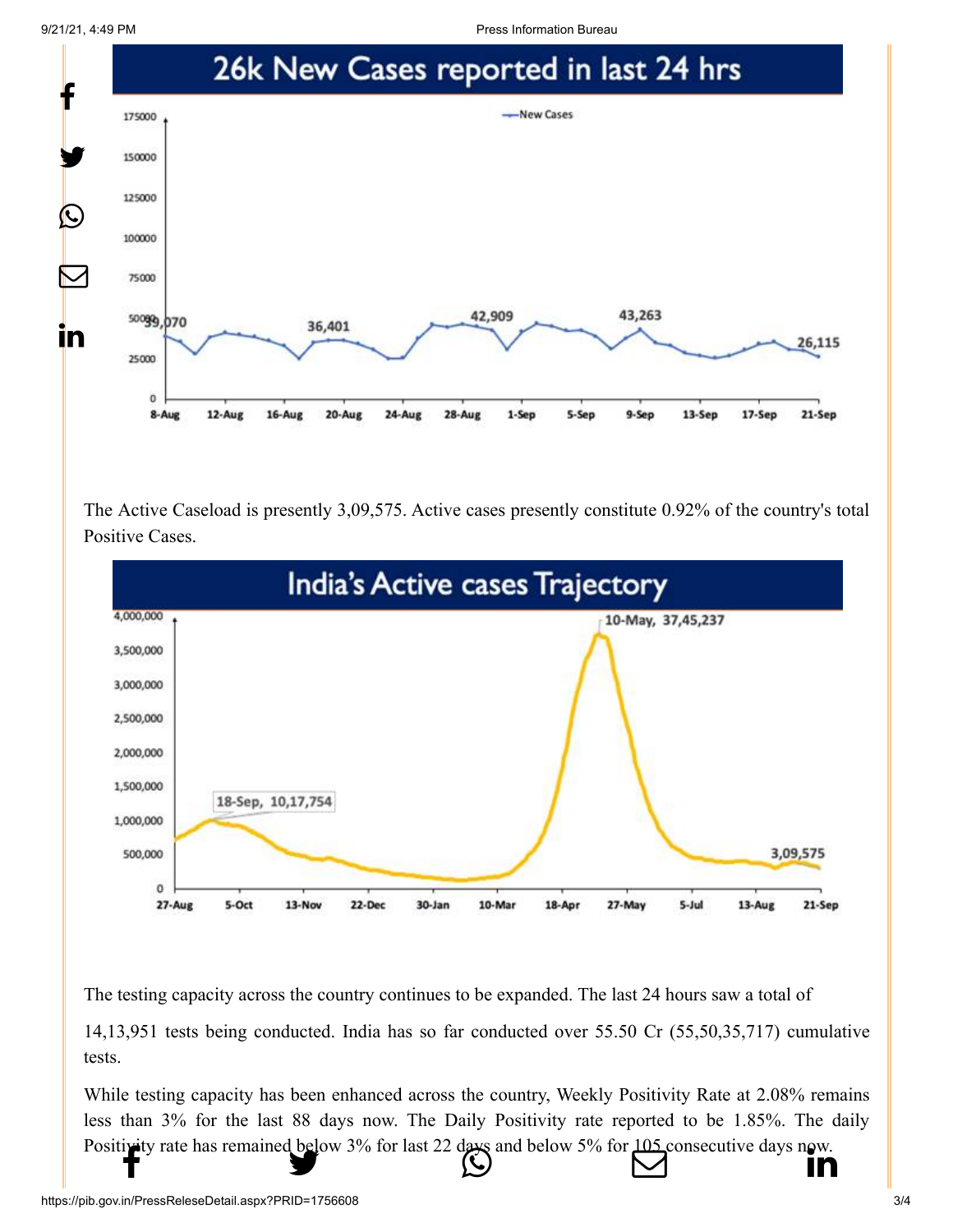## 26k New Cases reported in last 24 hrs

The Active Caseload is presently 3,09,575. Active cases presently constitute 0.92% of the country's total Positive Cases.

## India's Active cases Trajectory

The testing capacity across the country continues to be expanded. The last 24 hours saw a total of 14,13,951 tests being conducted. India has so far conducted over 55.50 Cr (55,50,35,717) cumulative tests.

While testing capacity has been enhanced across the country, Weekly Positivity Rate at 2.08% remains less than 3% for the last 88 days now. The Daily Positivity rate reported to be 1.85%. The daily Positivity rate has remained below 3% for last 22 days and below 5% for 105 consecutive days now.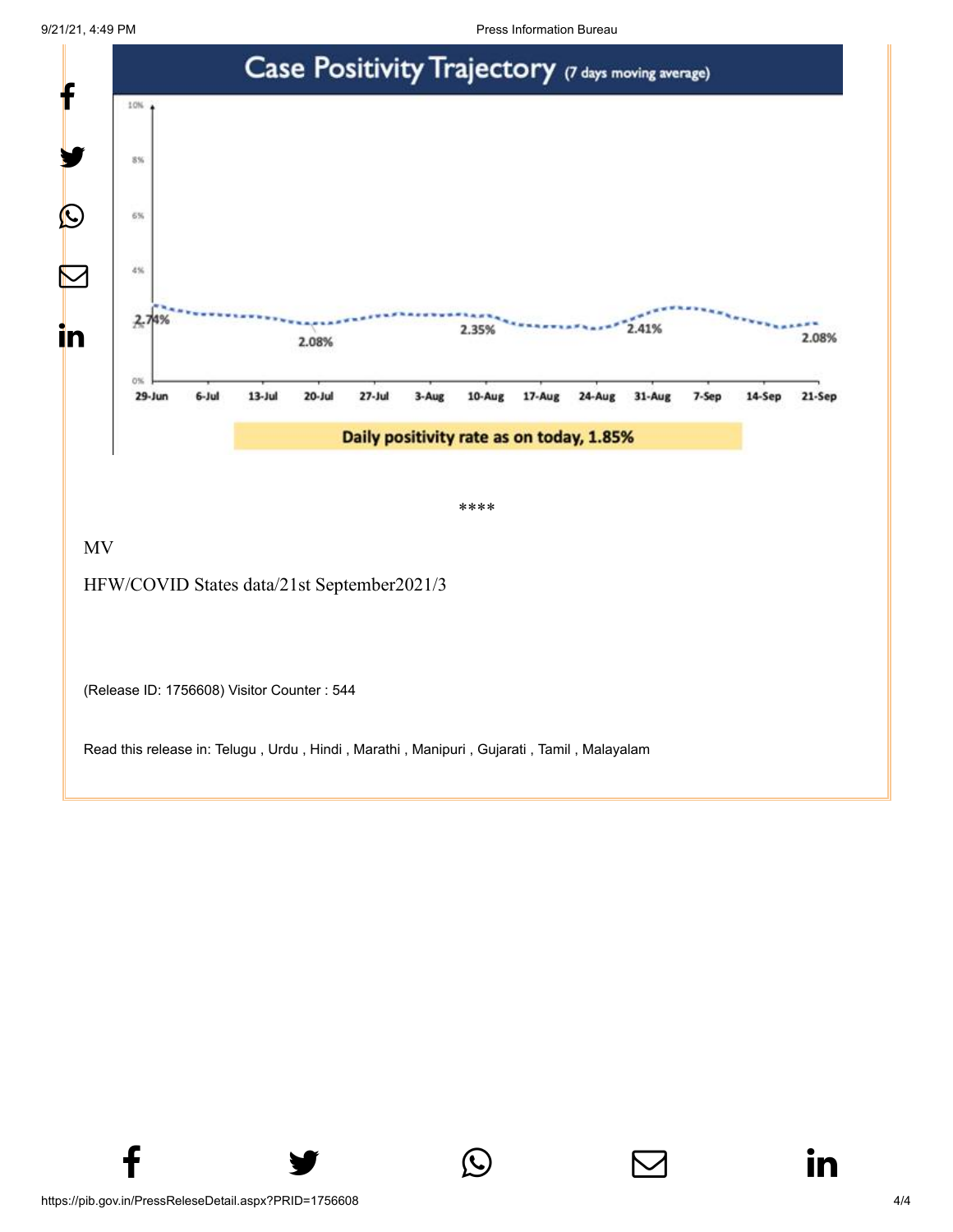Case Positivity Trajectory (7 days moving average)

10%
8%
6%
4%
2%
0%

2.74%
2.08%
2.35%
2.41%
2.08%

29-Jun 6-Jul 13-Jul 20-Jul 27-Jul 3-Aug 10-Aug 17-Aug 24-Aug 31-Aug 7-Sep 14-Sep 21-Sep

Daily positivity rate as on today, 1.85%

****

MV

HFW/COVID States data/21st September2021/3

(Release ID: 1756608) Visitor Counter : 544

Read this release in: Telugu , Urdu , Hindi , Marathi , Manipuri , Gujarati , Tamil , Malayalam